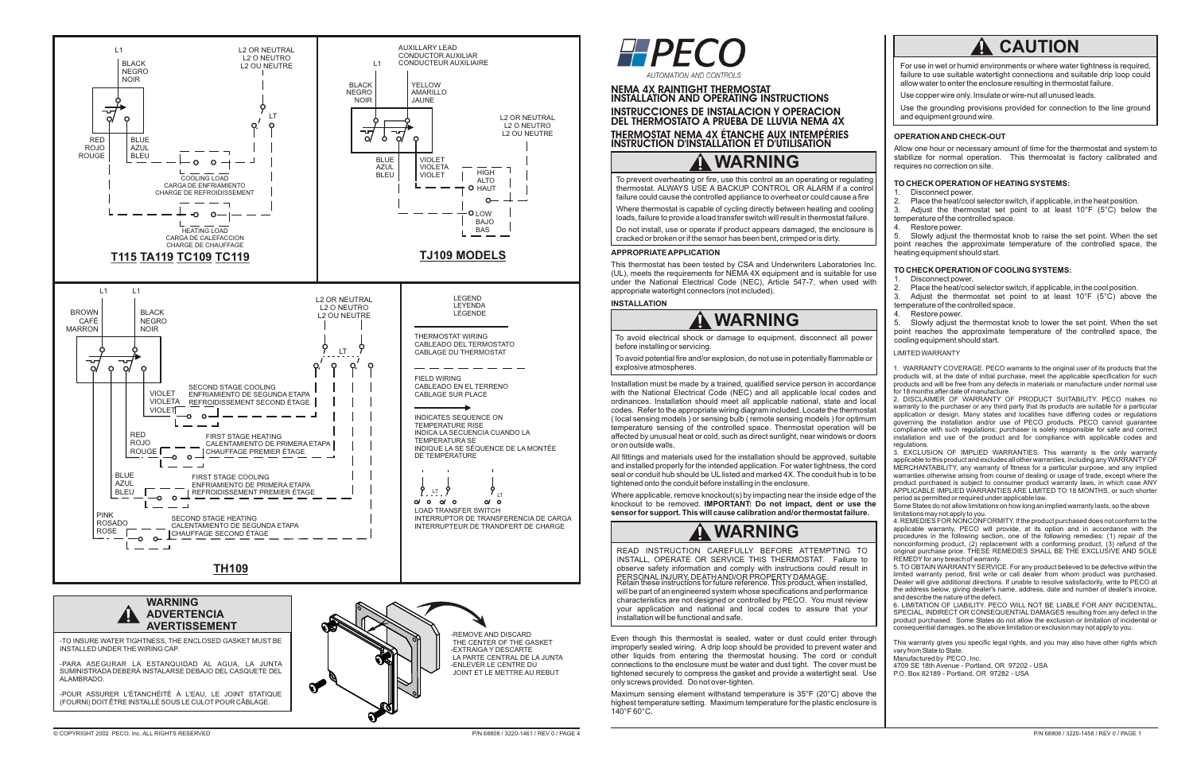## T115 TA119 TC109 TC119

L1

BLACK
NEGRO
NOIR

L2 OR NEUTRAL
L2 O NEUTRO
L2 OU NEUTRE

LT

RED
ROJO
ROUGE

BLUE
AZUL
BLEU

COOLING LOAD
CARGA DE ENFRIAMIENTO
CHARGE DE REFROIDISSEMENT

HEATING LOAD
CARGA DE CALEFACCION
CHARGE DE CHAUFFAGE

## TJ109 MODELS

AUXILLARY LEAD
CONDUCTOR AUXILIAR
CONDUCTEUR AUXILIAIRE

L1

BLACK
NEGRO
NOIR

YELLOW
AMARILLO
JAUNE

L2 OR NEUTRAL
L2 O NEUTRO
L2 OU NEUTRE

BLUE
AZUL
BLEU

VIOLET
VIOLETA
VIOLET

HIGH
ALTO
HAUT

LOW
BAJO
BAS

## TH109

L1 L1

BROWN
CAFÉ
MARRON

BLACK
NEGRO
NOIR

L2 OR NEUTRAL
L2 O NEUTRO
L2 OU NEUTRE

LT

VIOLET
VIOLETA
VIOLET

SECOND STAGE COOLING
ENFRIAMIENTO DE SEGUNDA ETAPA
REFROIDISSEMENT SECOND ÉTAGE

RED
ROJO
ROUGE

FIRST STAGE HEATING
CALENTAMIENTO DE PRIMERA ETAPA
CHAUFFAGE PREMIER ÉTAGE

BLUE
AZUL
BLEU

FIRST STAGE COOLING
ENFRIAMIENTO DE PRIMERA ETAPA
REFROIDISSEMENT PREMIER ÉTAGE

PINK
ROSADO
ROSE

SECOND STAGE HEATING
CALENTAMIENTO DE SEGUNDA ETAPA
CHAUFFAGE SECOND ÉTAGE

LEGEND
LEYENDA
LÉGENDE

THERMOSTAT WIRING
CABLEADO DEL TERMOSTATO
CABLAGE DU THERMOSTAT

FIELD WIRING
CABLEADO EN EL TERRENO
CABLAGE SUR PLACE

INDICATES SEQUENCE ON TEMPERATURE RISE
INDICA LA SECUENCIA CUANDO LA TEMPERATURA SE
INDIQUE LA SE SÉQUENCE DE LA MONTÉE DE TEMPÉRATURE

LT

LOAD TRANSFER SWITCH
INTERRUPTOR DE TRANSFERENCIA DE CARGA
INTERRUPTEUR DE TRANDFERT DE CHARGE

### WARNING ADVERTENCIA AVERTISSEMENT

-TO INSURE WATER TIGHTNESS, THE ENCLOSED GASKET MUST BE INSTALLED UNDER THE WIRING CAP.

-PARA ASEGURAR LA ESTANQUIDAD AL AGUA, LA JUNTA SUMINISTRADA DEBERÁ INSTALARSE DEBAJO DEL CASQUETE DEL ALAMBRADO.

-POUR ASSURER L'ÉTANCHÉITÉ À L'EAU, LE JOINT STATIQUE (FOURNI) DOIT ÊTRE INSTALLÉ SOUS LE CULOT POUR CÂBLAGE.

-REMOVE AND DISCARD THE CENTER OF THE GASKET
-EXTRAIGA Y DESCARTE LA PARTE CENTRAL DE LA JUNTA
-ENLEVER LE CENTRE DU JOINT ET LE METTRE AU REBUT

© COPYRIGHT 2002 PECO, Inc. ALL RIGHTS RESERVED

# PECO
AUTOMATION AND CONTROLS

## NEMA 4X RAINTIGHT THERMOSTAT INSTALLATION AND OPERATING INSTRUCTIONS
## INSTRUCCIONES DE INSTALACION Y OPERACION DEL THERMOSTATO A PRUEBA DE LLUVIA NEMA 4X
## THERMOSTAT NEMA 4X ÉTANCHE AUX INTEMPÉRIES INSTRUCTION D'INSTALLATION ET D'UTILISATION

### ⚠ WARNING

To prevent overheating or fire, use this control as an operating or regulating thermostat. ALWAYS USE A BACKUP CONTROL OR ALARM if a control failure could cause the controlled appliance to overheat or could cause a fire

Where thermostat is capable of cycling directly between heating and cooling loads, failure to provide a load transfer switch will result in thermostat failure.

Do not install, use or operate if product appears damaged, the enclosure is cracked or broken or if the sensor has been bent, crimped or is dirty.

### APPROPRIATE APPLICATION

This thermostat has been tested by CSA and Underwriters Laboratories Inc. (UL), meets the requirements for NEMA 4X equipment and is suitable for use under the National Electrical Code (NEC), Article 547-7, when used with appropriate watertight connectors (not included).

### INSTALLATION

### ⚠ WARNING

To avoid electrical shock or damage to equipment, disconnect all power before installing or servicing.

To avoid potential fire and/or explosion, do not use in potentially flammable or explosive atmospheres.

Installation must be made by a trained, qualified service person in accordance with the National Electrical Code (NEC) and all applicable local codes and ordinances. Installation should meet all applicable national, state and local codes. Refer to the appropriate wiring diagram included. Locate the thermostat ( local sensing models ) or sensing bulb ( remote sensing models ) for optimum temperature sensing of the controlled space. Thermostat operation will be affected by unusual heat or cold, such as direct sunlight, near windows or doors or on outside walls.

All fittings and materials used for the installation should be approved, suitable and installed properly for the intended application. For water tightness, the cord seal or conduit hub should be UL listed and marked 4X. The conduit hub is to be tightened onto the conduit before installing in the enclosure.

Where applicable, remove knockout(s) by impacting near the inside edge of the knockout to be removed. **IMPORTANT: Do not impact, dent or use the sensor for support. This will cause calibration and/or thermostat failure.**

### ⚠ WARNING

READ INSTRUCTION CAREFULLY BEFORE ATTEMPTING TO INSTALL, OPERATE OR SERVICE THIS THERMOSTAT. Failure to observe safety information and comply with instructions could result in PERSONAL INJURY, DEATH AND/OR PROPERTY DAMAGE.
Retain these instructions for future reference. This product, when installed, will be part of an engineered system whose specifications and performance characteristics are not designed or controlled by PECO. You must review your application and national and local codes to assure that your installation will be functional and safe.

Even though this thermostat is sealed, water or dust could enter through improperly sealed wiring. A drip loop should be provided to prevent water and other liquids from entering the thermostat housing. The cord or conduit connections to the enclosure must be water and dust tight. The cover must be tightened securely to compress the gasket and provide a watertight seal. Use only screws provided. Do not over-tighten.

Maximum sensing element withstand temperature is 35°F (20°C) above the highest temperature setting. Maximum temperature for the plastic enclosure is 140°F 60°C.

### ⚠ CAUTION

For use in wet or humid environments or where water tightness is required, failure to use suitable watertight connections and suitable drip loop could allow water to enter the enclosure resulting in thermostat failure.

Use copper wire only. Insulate or wire-nut all unused leads.

Use the grounding provisions provided for connection to the line ground and equipment ground wire.

### OPERATION AND CHECK-OUT

Allow one hour or necessary amount of time for the thermostat and system to stabilize for normal operation. This thermostat is factory calibrated and requires no correction on site.

### TO CHECK OPERATION OF HEATING SYSTEMS:

1. Disconnect power.
2. Place the heat/cool selector switch, if applicable, in the heat position.
3. Adjust the thermostat set point to at least 10°F (5°C) below the temperature of the controlled space.
4. Restore power.
5. Slowly adjust the thermostat knob to raise the set point. When the set point reaches the approximate temperature of the controlled space, the heating equipment should start.

### TO CHECK OPERATION OF COOLING SYSTEMS:

1. Disconnect power.
2. Place the heat/cool selector switch, if applicable, in the cool position.
3. Adjust the thermostat set point to at least 10°F (5°C) above the temperature of the controlled space.
4. Restore power.
5. Slowly adjust the thermostat knob to lower the set point. When the set point reaches the approximate temperature of the controlled space, the cooling equipment should start.

LIMITED WARRANTY

1. WARRANTY COVERAGE. PECO warrants to the original user of its products that the products will, at the date of initial purchase, meet the applicable specification for such products and will be free from any defects in materials or manufacture under normal use for 18 months after date of manufacture.
2. DISCLAIMER OF WARRANTY OF PRODUCT SUITABILITY. PECO makes no warranty to the purchaser or any third party that its products are suitable for a particular application or design. Many states and localities have differing codes or regulations governing the installation and/or use of PECO products. PECO cannot guarantee compliance with such regulations; purchaser is solely responsible for safe and correct installation and use of the product and for compliance with applicable codes and regulations.
3. EXCLUSION OF IMPLIED WARRANTIES. This warranty is the only warranty applicable to this product and excludes all other warranties, including any WARRANTY OF MERCHANTABILITY, any warranty of fitness for a particular purpose, and any implied warranties otherwise arising from course of dealing or usage of trade, except where the product purchased is subject to consumer product warranty laws, in which case ANY APPLICABLE IMPLIED WARRANTIES ARE LIMITED TO 18 MONTHS, or such shorter period as permitted or required under applicable law.
Some States do not allow limitations on how long an implied warranty lasts, so the above limitations may not apply to you.
4. REMEDIES FOR NONCONFORMITY. If the product purchased does not conform to the applicable warranty, PECO will provide, at its option and in accordance with the procedures in the following section, one of the following remedies: (1) repair of the nonconforming product, (2) replacement with a conforming product, (3) refund of the original purchase price. THESE REMEDIES SHALL BE THE EXCLUSIVE AND SOLE REMEDY for any breach of warranty.
5. TO OBTAIN WARRANTY SERVICE. For any product believed to be defective within the limited warranty period, first write or call dealer from whom product was purchased. Dealer will give additional directions. If unable to resolve satisfactorily, write to PECO at the address below, giving dealer's name, address, date and number of dealer's invoice, and describe the nature of the defect.
6. LIMITATION OF LIABILITY. PECO WILL NOT BE LIABLE FOR ANY INCIDENTAL, SPECIAL, INDIRECT OR CONSEQUENTIAL DAMAGES resulting from any defect in the product purchased. Some States do not allow the exclusion or limitation of incidental or consequential damages, so the above limitation or exclusion may not apply to you.

This warranty gives you specific legal rights, and you may also have other rights which vary from State to State.
Manufactured by PECO, Inc.
4709 SE 18th Avenue - Portland, OR 97202 - USA
P.O. Box 82189 - Portland, OR 97282 - USA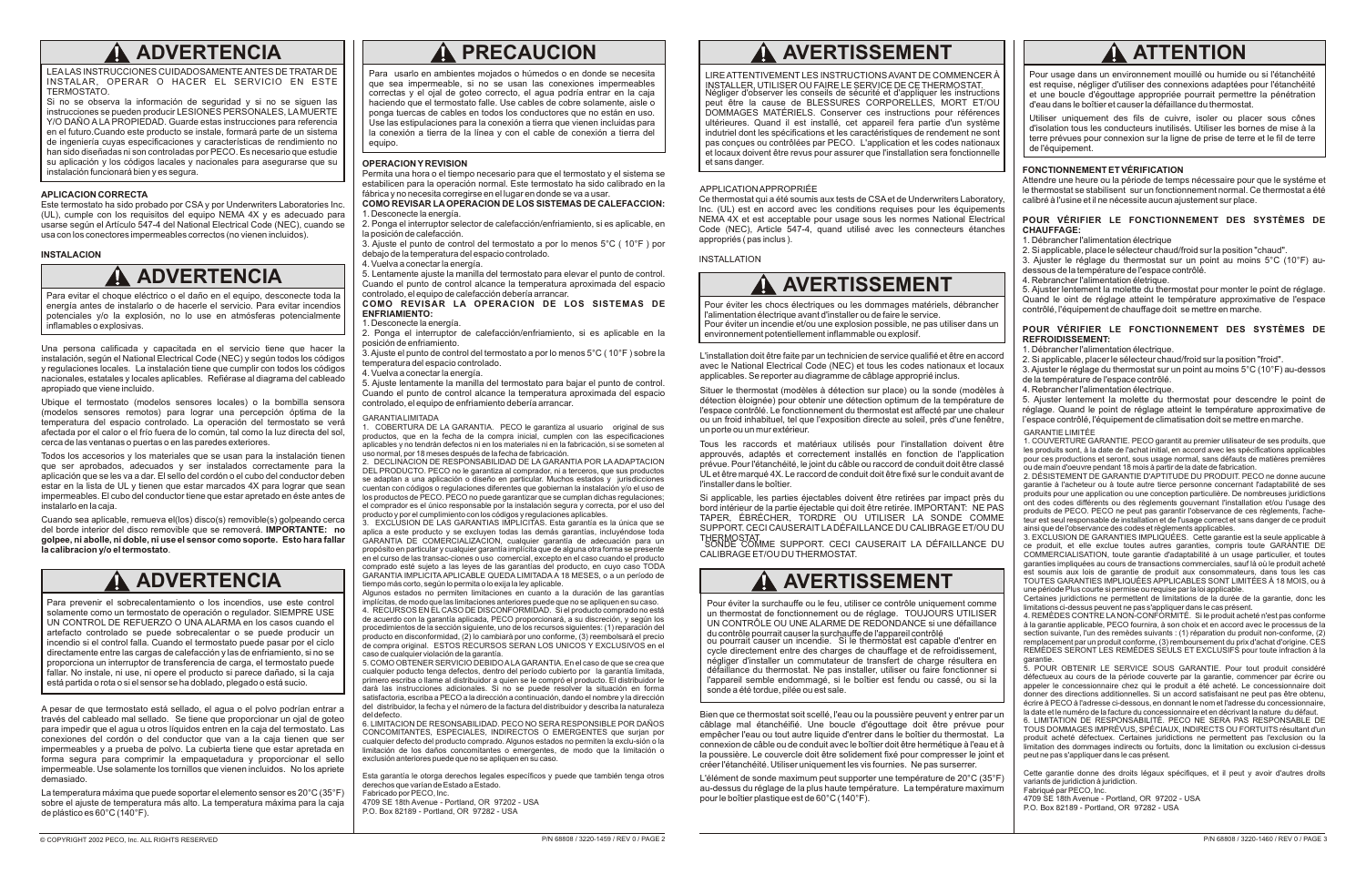# ⚠ ADVERTENCIA

LEA LAS INSTRUCCIONES CUIDADOSAMENTE ANTES DE TRATAR DE INSTALAR, OPERAR O HACER EL SERVICIO EN ESTE TERMOSTATO.

Si no se observa la información de seguridad y si no se siguen las instrucciones se pueden producir LESIONES PERSONALES, LA MUERTE Y/O DAÑO A LA PROPIEDAD. Guarde estas instrucciones para referencia en el futuro.Cuando este producto se instale, formará parte de un sistema de ingeniería cuyas especificaciones y características de rendimiento no han sido diseñadas ni son controladas por PECO. Es necesario que estudie su aplicación y los códigos locales y nacionales para asegurarse que su instalación funcionará bien y es segura.

**APLICACION CORRECTA**

Este termostato ha sido probado por CSA y por Underwriters Laboratories Inc. (UL), cumple con los requisitos del equipo NEMA 4X y es adecuado para usarse según el Artículo 547-4 del National Electrical Code (NEC), cuando se usa con los conectores impermeables correctos (no vienen incluidos).

**INSTALACION**

# ⚠ ADVERTENCIA

Para evitar el choque eléctrico o el daño en el equipo, desconecte toda la energía antes de instalarlo o de hacerle el servicio. Para evitar incendios potenciales y/o la explosión, no lo use en atmósferas potencialmente inflamables o explosivas.

Una persona calificada y capacitada en el servicio tiene que hacer la instalación, según el National Electrical Code (NEC) y según todos los códigos y regulaciones locales. La instalación tiene que cumplir con todos los códigos nacionales, estatales y locales aplicables. Refiérase al diagrama del cableado apropiado que viene incluido.

Ubique el termostato (modelos sensores locales) o la bombilla sensora (modelos sensores remotos) para lograr una percepción óptima de la temperatura del espacio controlado. La operación del termostato se verá afectada por el calor o el frío fuera de lo común, tal como la luz directa del sol, cerca de las ventanas o puertas o en las paredes exteriores.

Todos los accesorios y los materiales que se usan para la instalación tienen que ser aprobados, adecuados y ser instalados correctamente para la aplicación que se les va a dar. El sello del cordón o el cubo del conductor deben estar en la lista de UL y tienen que estar marcados 4X para lograr que sean impermeables. El cubo del conductor tiene que estar apretado en éste antes de instalarlo en la caja.

Cuando sea aplicable, remueva el(los) disco(s) removible(s) golpeando cerca del borde interior del disco removible que se removerá. **IMPORTANTE: no golpee, ni abolle, ni doble, ni use el sensor como soporte. Esto hara fallar la calibracion y/o el termostato**.

# ⚠ ADVERTENCIA

Para prevenir el sobrecalentamiento o los incendios, use este control solamente como un termostato de operación o regulador. SIEMPRE USE UN CONTROL DE REFUERZO O UNA ALARMA en los casos cuando el artefacto controlado se pude sobrecalentar o se puede producir un incendio si el control falla. Cuando el termostato puede pasar por el ciclo directamente entre las cargas de calefacción y las de enfriamiento, si no se proporciona un interruptor de transferencia de carga, el termostato puede fallar. No instale, ni use, ni opere el producto si parece dañado, si la caja está partida o rota o si el sensor se ha doblado, plegado o está sucio.

A pesar de que termostato está sellado, el agua o el polvo podrían entrar a través del cableado mal sellado. Se tiene que proporcionar un ojal de goteo para impedir que el agua u otros líquidos entren en la caja del termostato. Las conexiones del cordón o del conductor que van a la caja tienen que ser impermeables y a prueba de polvo. La cubierta tiene que estar apretada en forma segura para comprimir la empaquetadura y proporcionar el sello impermeable. Use solamente los tornillos que vienen incluidos. No los apriete demasiado.

La temperatura máxima que puede soportar el elemento sensor es 20°C (35°F) sobre el ajuste de temperatura más alto. La temperatura máxima para la caja de plástico es 60°C (140°F).

# ⚠ PRECAUCION

Para usarlo en ambientes mojados o húmedos o en donde se necesita que sea impermeable, si no se usan las conexiones impermeables correctas y el ojal de goteo correcto, el agua podría entrar en la caja haciendo que el termostato falle. Use cables de cobre solamente, aisle o ponga tuercas de cables en todos los conductores que no están en uso. Use las estipulaciones para la conexión a tierra que vienen incluidas para la conexión a tierra de la línea y con el cable de conexión a tierra del equipo.

**OPERACION Y REVISION**

Permita una hora o el tiempo necesario para que el termostato y el sistema se establezcan para la operación normal. Este termostato ha sido calibrado en la fábrica y no necesita corregirse en el lugar en donde se va a usar.

**COMO REVISAR LA OPERACION DE LOS SISTEMAS DE CALEFACCION:**

1. Desconecte la energía.
2. Ponga el interruptor selector de calefacción/enfriamiento, si es aplicable, en la posición de calefacción.
3. Ajuste el punto de control del termostato a por lo menos 5°C ( 10°F ) por debajo de la temperatura del espacio controlado.
4. Vuelva a conectar la energía.
5. Lentamente ajuste la manilla del termostato para elevar el punto de control. Cuando el punto de control alcance la temperatura aproximada del espacio controlado, el equipo de calefacción debería arrancar.

**COMO REVISAR LA OPERACION DE LOS SISTEMAS DE ENFRIAMIENTO:**

1. Desconecte la energía.
2. Ponga el interruptor de calefacción/enfriamiento, si es aplicable en la posición de enfriamiento.
3. Ajuste el punto de control del termostato a por lo menos 5°C ( 10°F ) sobre la temperatura del espacio controlado.
4. Vuelva a conectar la energía.
5. Ajuste lentamente la manilla del termostato para bajar el punto de control. Cuando el punto de control alcance la temperatura aproximada del espacio controlado, el equipo de enfriamiento debería arrancar.

GARANTIA LIMITADA

1. COBERTURA DE LA GARANTIA. PECO le garantiza al usuario original de sus productos, que en la fecha de la compra inicial, cumplen con las especificaciones aplicables y no tendrán defectos ni en los materiales ni en la fabricación, si se someten al uso normal, por 18 meses después de la fecha de fabricación.
2. DECLINACION DE RESPONSABILIDAD DE LA GARANTIA POR LA ADAPTACION DEL PRODUCTO. PECO no le garantiza al comprador, ni a terceros, que sus productos se adaptan a una aplicación o diseño en particular. Muchos estados y jurisdicciones cuentan con códigos o regulaciones diferentes que gobiernan la instalación y/o el uso de los productos de PECO. PECO no puede garantizar que se cumplan dichas regulaciones; el comprador es el único responsable por la instalación segura y correcta, por el uso del producto y por el cumplimiento con los códigos y regulaciones aplicables.
3. EXCLUSION DE LAS GARANTIAS IMPLICITAS. Esta garantía es la única que se aplica a este producto y se excluyen todas las demás garantías, incluyéndose toda GARANTIA DE COMERCIALIZACION, cualquier garantía de adecuación para un propósito en particular y cualquier garantía implícita que de alguna otra forma se presente en el curso de las transac-ciones o uso comercial, excepto en el caso cuando el producto comprado esté sujeto a las leyes de las garantías del producto, en cuyo caso TODA GARANTIA IMPLICITA APLICABLE QUEDA LIMITADA A 18 MESES, o a un período de tiempo más corto, según lo permita o lo exija la ley aplicable.
Algunos estados no permiten limitaciones en cuanto a la duración de las garantías implícitas, de modo que las limitaciones anteriores puede que no se apliquen en su caso.
4. RECURSOS EN EL CASO DE DISCONFORMIDAD. Si el producto comprado no está de acuerdo con la garantía aplicada, PECO proporcionará, a su discreción, y según los procedimientos de la sección siguiente, uno de los recursos siguientes: (1) reparación del producto en disconformidad, (2) lo cambiará por uno conforme, (3) reembolsará el precio de compra original. ESTOS RECURSOS SERAN LOS UNICOS Y EXCLUSIVOS en el caso de cualquier violación de la garantía.
5. COMO OBTENER SERVICIO DEBIDO A LA GARANTIA. En el caso de que se crea que cualquier poducto tenga defectos, dentro del período cubierto por la garantía limitada, primero escriba o llame al distribuidor a quien se le compró el producto. El distribuidor le dará las instrucciones adicionales. Si no se puede resolver la situación en forma satisfactoria, escriba a PECO a la dirección a continuación, dando el nombre y la dirección del distribuidor, la fecha y el número de la factura del distribuidor y describa la naturaleza del defecto.
6. LIMITACION DE RESONSABILIDAD. PECO NO SERA RESPONSABLE POR DAÑOS CONCOMITANTES, ESPECIALES, INDIRECTOS O EMERGENTES que surjan por cualquier defecto del producto comprado. Algunos estados no permiten la exclu-sión o la limitación de los daños concomitantes o emergentes, de modo que la limitación o exclusión anteriores puede que no se apliquen en su caso.

Esta garantía le otorga derechos legales específicos y puede que también tenga otros derechos que varían de Estado a Estado.
Fabricado por PECO, Inc.
4709 SE 18th Avenue - Portland, OR 97202 - USA
P.O. Box 82189 - Portland, OR 97282 - USA

# ⚠ AVERTISSEMENT

LIRE ATTENTIVEMENT LES INSTRUCTIONS AVANT DE COMMENCER À INSTALLER, UTILISER OU FAIRE LE SERVICE DE CE THERMOSTAT.
Négliger d'observer les conseils de sécurité et d'appliquer les instructions peut être la cause de BLESSURES CORPORELLES, MORT ET/OU DOMMAGES MATÉRIELS. Conserver ces instructions pour références ultérieures. Quand il est installé, cet appareil fera partie d'un système indutriel dont les spécifications et les caractéristiques de rendement ne sont pas conçues ou contrôlées par PECO. L'application et les codes nationaux et locaux doivent être revus pour assurer que l'installation sera fonctionnelle et sans danger.

APPLICATION APPROPRIÉE

Ce thermostat qui a été soumis aux tests de CSA et de Underwriters Laboratory, Inc. (UL) est en accord avec les conditions requises pour les équipements NEMA 4X et est acceptable pour usage sous les normes National Electrical Code (NEC), Article 547-4, quand utilisé avec les connecteurs étanches appropriés ( pas inclus ).

INSTALLATION

# ⚠ AVERTISSEMENT

Pour éviter les chocs électriques ou les dommages matériels, débrancher l'alimentation électrique avant d'installer ou de faire le service.
Pour éviter un incendie et/ou une explosion possible, ne pas utiliser dans un environnement potentiellement inflammable ou explosif.

L'installation doit être faite par un technicien de service qualifié et être en accord avec le National Electrical Code (NEC) et tous les codes nationaux et locaux applicables. Se reporter au diagramme de câblage approprié inclus.

Situer le thermostat (modèles à détection sur place) ou la sonde (modèles à détection éloignée) pour obtenir une détection optimum de la température de l'espace contrôlé. Le fonctionnement du thermostat est affecté par une chaleur ou un froid inhabituel, tel que l'exposition directe au soleil, près d'une fenêtre, un porte ou un mur extérieur.

Tous les raccords et matériaux utilisés pour l'installation doivent être approuvés, adaptés et correctement installés en fonction de l'application prévue. Pour l'étanchéité, le joint du câble ou raccord de conduit doit être classé UL et être marqué 4X. Le raccord de conduit doit être fixé sur le conduit avant de l'installer dans le boîtier.

Si applicable, les parties éjectables doivent être retirées par impact près du bord intérieur de la partie éjectable qui doit être retirée. IMPORTANT: NE PAS TAPER, ÉBRÉCHER, TORDRE OU UTILISER LA SONDE COMME SUPPORT. CECI CAUSERAIT LA DÉFAILLANCE DU CALIBRAGE ET/OU DU THERMOSTAT.
SONDE COMME SUPPORT. CECI CAUSERAIT LA DÉFAILLANCE DU CALIBRAGE ET/OU DU THERMOSTAT.

# ⚠ AVERTISSEMENT

Pour éviter la surchauffe ou le feu, utiliser ce contrôle uniquement comme un thermostat de fonctionnement ou de réglage. TOUJOURS UTILISER UN CONTRÔLE OU UNE ALARME DE REDONDANCE si une défaillance du contrôle pourrait causer la surchauffe de l'appareil contrôlé
ou pourrait causer un incendie. Si le thermostat est capable d'entrer en cycle directement entre des charges de chauffage et de refroidissement, négliger d'installer un commutateur de transfert de charge résultera en défaillance du thermostat. Ne pas installer, utiliser ou faire fonctionner si l'appareil semble endommagé, si le boîtier est fendu ou cassé, ou si la sonde a été tordue, pliée ou est sale.

Bien que ce thermostat soit scellé, l'eau ou la poussière peuvent y entrer par un câblage mal étanchéifié. Une boucle d'égouttage doit être prévue pour empêcher l'eau ou tout autre liquide d'entrer dans le boîtier du thermostat. La connexion de câble ou de conduit avec le boîtier doit être hermétique à l'eau et à la poussière. Le couvercle doit être solidement fixé pour compresser le joint et créer l'étanchéité. Utiliser uniquement les vis fournies. Ne pas surserrer.

L'élément de sonde maximum peut supporter une température de 20°C (35°F) au-dessus du réglage de la plus haute température. La température maximum pour le boîtier plastique est de 60°C (140°F).

# ⚠ ATTENTION

Pour usage dans un environnement mouillé ou humide ou si l'étanchéité est requise, négliger d'utiliser des connexions adaptées pour l'étanchéité et une boucle d'égouttage appropriée pourrait permettre la pénétration d'eau dans le boîtier et causer la défaillance du thermostat.

Utiliser uniquement des fils de cuivre, isoler ou placer sous cônes d'isolation tous les conducteurs inutilisés. Utiliser les bornes de mise à la terre prévues pour connexion sur la ligne de prise de terre et le fil de terre de l'équipement.

**FONCTIONNEMENT ET VÉRIFICATION**

Attendre une heure ou la période de temps nécessaire pour que le système et le thermostat se stabilisent sur un fonctionnement normal. Ce thermostat a été calibré à l'usine et il ne nécessite aucun ajustement sur place.

**POUR VÉRIFIER LE FONCTIONNEMENT DES SYSTÈMES DE CHAUFFAGE:**

1. Débrancher l'alimentation électrique
2. Si applicable, place le sélecteur chaud/froid sur la position "chaud".
3. Ajuster le réglage du thermostat sur un point au moins 5°C (10°F) au-dessous de la température de l'espace contrôlé.
4. Rebrancher l'alimentation élétrique.
5. Ajuster lentement la molette du thermostat pour monter le point de réglage. Quand le oint de réglage atteint le température approximative de l'espace contrôlé, l'équipement de chauffage doit se mettre en marche.

**POUR VÉRIFIER LE FONCTIONNEMENT DES SYSTÈMES DE REFROIDISSEMENT:**

1. Débrancher l'alimentation électrique.
2. Si applicable, placer le sélecteur chaud/froid sur la position "froid".
3. Ajuster le réglage du thermostat sur un point au moins 5°C (10°F) au-dessus de la température de l'espace contrôlé.
4. Rebrancher l'alimentation électrique.
5. Ajuster lentement la molette du thermostat pour descendre le point de réglage. Quand le point de réglage atteint le température approximative de l'espace contrôlé, l'équipement de climatisation doit se mettre en marche.

GARANTIE LIMITÉE

1. COUVERTURE GARANTIE. PECO garantit au premier utilisateur de ses produits, que les produits sont, à la date de l'achat initial, en accord avec les spécifications applicables pour ces productions et seront, sous usage normal, sans défauts de matières premières ou de main d'oeuvre pendant 18 mois à partir de la date de fabrication.
2. DÉSISTEMENT DE GARANTIE D'APTITUDE DU PRODUIT. PECO ne donne aucune garantie à l'acheteur ou à toute autre tierce personne concernant l'adaptabilité de ses produits pour une application ou une conception particulière. De nombreuses juridictions ont des codes différents ou des règlements gouvernant l'installation et/ou l'usage des produits de PECO. PECO ne peut pas garantir l'observance de ces règlements, l'acheteur est seul responsable de installation et de l'usage correct et sans danger de ce produit ainsi que de l'observance des codes et règlements applicables.
3. EXCLUSION DE GARANTIES IMPLIQUÉES. Cette garantie est la seule applicable à ce produit, et elle exclue toutes autres garanties, compris toute GARANTIE DE COMMERCIALISATION, toute garantie d'adaptabilité à un usage particulier, et toutes garanties impliquées au cours de transactions commerciales, sauf là où le produit acheté est soumis aux lois de garantie de produit aux consommateurs, dans tous les cas TOUTES GARANTIES IMPLIQUÉES APPLICABLES SONT LIMITÉES À 18 MOIS, ou à une période Plus courte si permise ou requise par la loi applicable.
Certaines juridictions ne permettent de limitations de la durée de la garantie, donc les limitations ci-dessus peuvent ne pas s'appliquer dans le cas présent.
4. REMÈDES CONTRE LA NON-CONFORMITÉ. Si le produit acheté n'est pas conforme à la garantie applicable, PECO fournira, à son choix et en accord avec le processus de la section suivante, l'un des remèdes suivants : (1) réparation du produit non-conforme, (2) remplacement par un produit conforme, (3) remboursement du prix d'achat d'origine. CES REMÈDES SERONT LES REMÈDES SEULS ET EXCLUSIFS pour toute infraction à la garantie.
5. POUR OBTENIR LE SERVICE SOUS GARANTIE. Pour tout produit considéré défectueux au cours de la période couverte par la garantie, commencer par écrire ou appeler le concessionnaire chez qui le produit a été acheté. Le concessionnaire doit donner des directions additionnelles. Si un accord satisfaisant ne peut pas être obtenu, écrire à PECO à l'adresse ci-dessous, en donnant le nom et l'adresse du concessionnaire, la date et le numéro de la facture du concessionnaire et en décrivant la nature du défaut.
6. LIMITATION DE RESPONSABILITÉ. PECO NE SERA PAS RESPONSABLE DE TOUS DOMMAGES IMPRÉVUS, SPÉCIAUX, INDIRECTS OU FORTUITS résultant d'un produit acheté défectueux. Certaines juridictions ne permettent pas l'exclusion ou la limitation des dommages indirects ou fortuits, donc la limitation ou exclusion ci-dessus peut ne pas s'appliquer dans le cas présent.

Cette garantie donne des droits légaux spécifiques, et il peut y avoir d'autres droits variants de juridiction à juridiction.
Fabriqué par PECO, Inc.
4709 SE 18th Avenue - Portland, OR 97202 - USA
P.O. Box 82189 - Portland, OR 97282 - USA

© COPYRIGHT 2002 PECO, Inc. ALL RIGHTS RESERVED